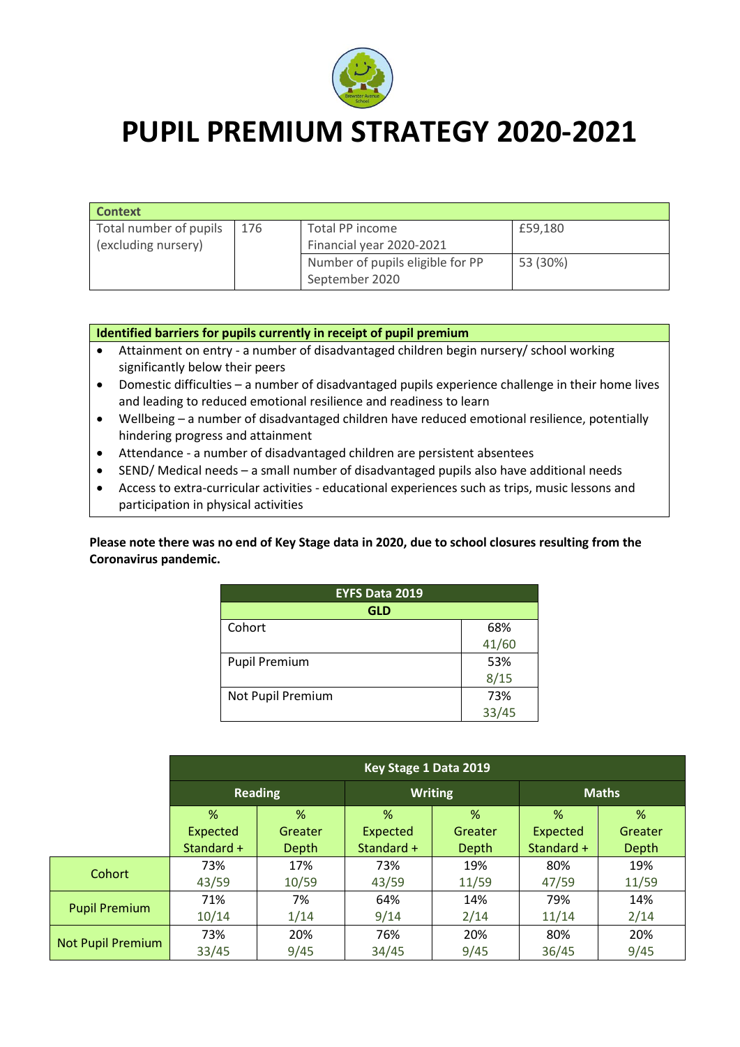# PUPIL PREMIUM STRATEGY 2020-2021

| Context | | | |
|---|---|---|---|
| Total number of pupils (excluding nursery) | 176 | Total PP income Financial year 2020-2021 | £59,180 |
| | | Number of pupils eligible for PP September 2020 | 53 (30%) |

**Identified barriers for pupils currently in receipt of pupil premium**

- Attainment on entry - a number of disadvantaged children begin nursery/ school working significantly below their peers
- Domestic difficulties – a number of disadvantaged pupils experience challenge in their home lives and leading to reduced emotional resilience and readiness to learn
- Wellbeing – a number of disadvantaged children have reduced emotional resilience, potentially hindering progress and attainment
- Attendance - a number of disadvantaged children are persistent absentees
- SEND/ Medical needs – a small number of disadvantaged pupils also have additional needs
- Access to extra-curricular activities - educational experiences such as trips, music lessons and participation in physical activities

**Please note there was no end of Key Stage data in 2020, due to school closures resulting from the Coronavirus pandemic.**

| EYFS Data 2019 | |
|---|---|
| **GLD** | |
| Cohort | 68% 41/60 |
| Pupil Premium | 53% 8/15 |
| Not Pupil Premium | 73% 33/45 |

| | Key Stage 1 Data 2019 | | | | | |
|---|---|---|---|---|---|---|
| | Reading | | Writing | | Maths | |
| | % Expected Standard + | % Greater Depth | % Expected Standard + | % Greater Depth | % Expected Standard + | % Greater Depth |
| Cohort | 73% 43/59 | 17% 10/59 | 73% 43/59 | 19% 11/59 | 80% 47/59 | 19% 11/59 |
| Pupil Premium | 71% 10/14 | 7% 1/14 | 64% 9/14 | 14% 2/14 | 79% 11/14 | 14% 2/14 |
| Not Pupil Premium | 73% 33/45 | 20% 9/45 | 76% 34/45 | 20% 9/45 | 80% 36/45 | 20% 9/45 |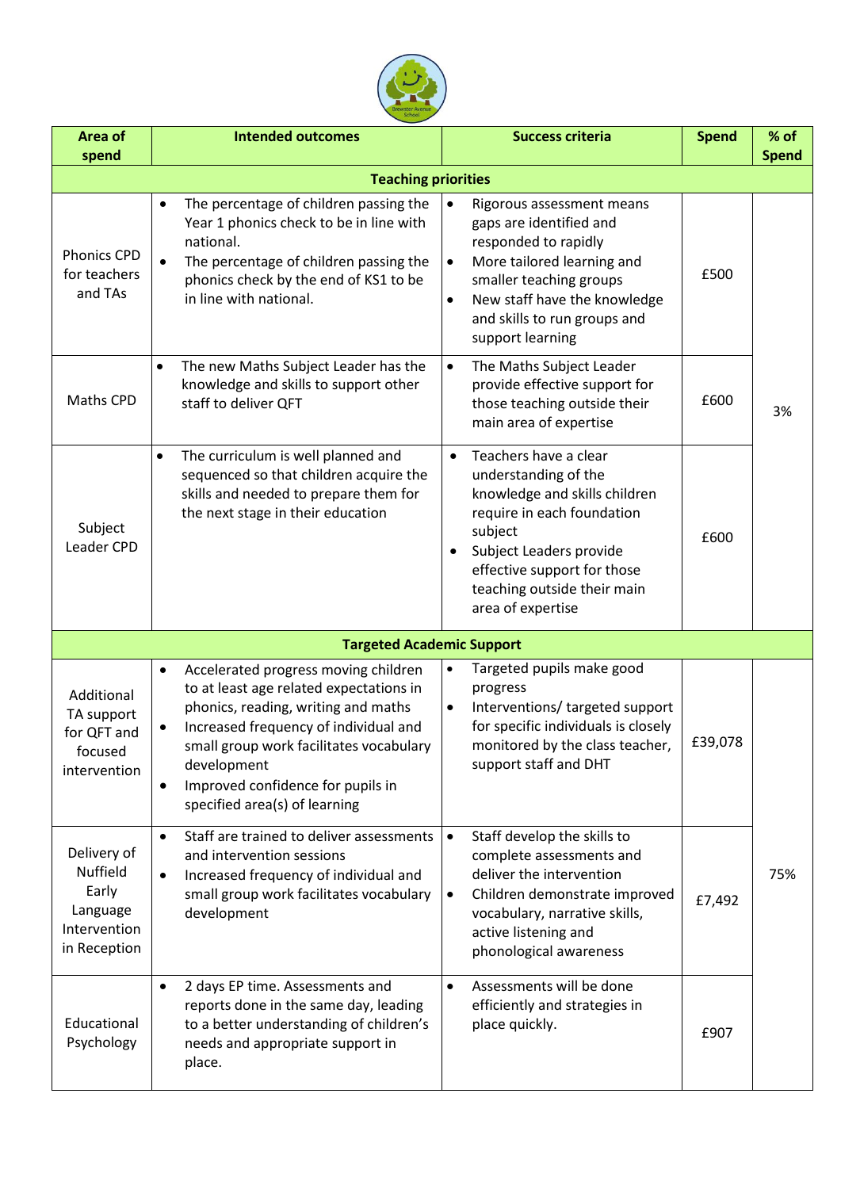| Area of spend | Intended outcomes | Success criteria | Spend | % of Spend |
|---|---|---|---|---|
| **Teaching priorities** | | | | |
| Phonics CPD for teachers and TAs | • The percentage of children passing the Year 1 phonics check to be in line with national.<br>• The percentage of children passing the phonics check by the end of KS1 to be in line with national. | • Rigorous assessment means gaps are identified and responded to rapidly<br>• More tailored learning and smaller teaching groups<br>• New staff have the knowledge and skills to run groups and support learning | £500 | 3% |
| Maths CPD | • The new Maths Subject Leader has the knowledge and skills to support other staff to deliver QFT | • The Maths Subject Leader provide effective support for those teaching outside their main area of expertise | £600 | |
| Subject Leader CPD | • The curriculum is well planned and sequenced so that children acquire the skills and needed to prepare them for the next stage in their education | • Teachers have a clear understanding of the knowledge and skills children require in each foundation subject<br>• Subject Leaders provide effective support for those teaching outside their main area of expertise | £600 | |
| **Targeted Academic Support** | | | | |
| Additional TA support for QFT and focused intervention | • Accelerated progress moving children to at least age related expectations in phonics, reading, writing and maths<br>• Increased frequency of individual and small group work facilitates vocabulary development<br>• Improved confidence for pupils in specified area(s) of learning | • Targeted pupils make good progress<br>• Interventions/ targeted support for specific individuals is closely monitored by the class teacher, support staff and DHT | £39,078 | 75% |
| Delivery of Nuffield Early Language Intervention in Reception | • Staff are trained to deliver assessments and intervention sessions<br>• Increased frequency of individual and small group work facilitates vocabulary development | • Staff develop the skills to complete assessments and deliver the intervention<br>• Children demonstrate improved vocabulary, narrative skills, active listening and phonological awareness | £7,492 | |
| Educational Psychology | • 2 days EP time. Assessments and reports done in the same day, leading to a better understanding of children's needs and appropriate support in place. | • Assessments will be done efficiently and strategies in place quickly. | £907 | |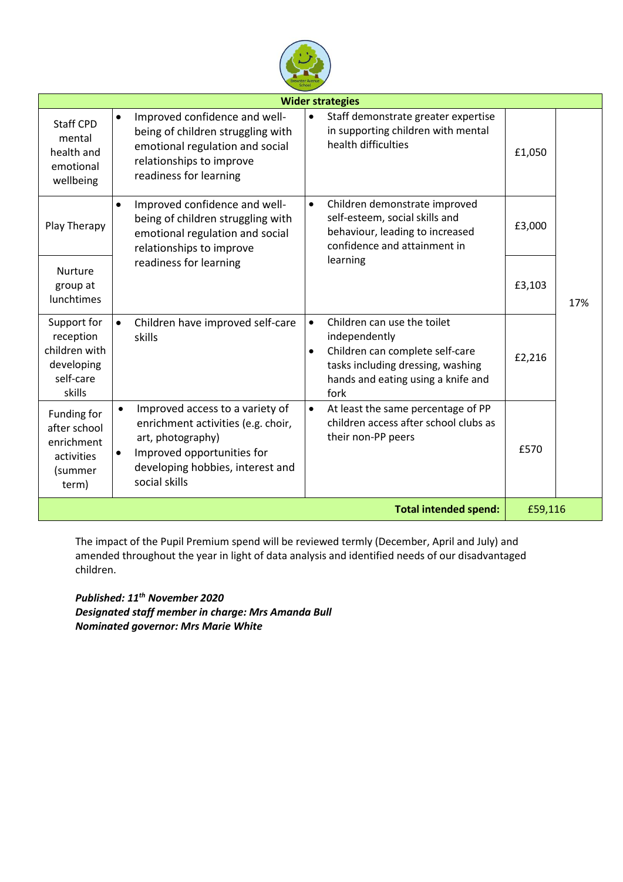| Wider strategies | | | | |
|---|---|---|---|---|
| Staff CPD mental health and emotional wellbeing | • Improved confidence and well-being of children struggling with emotional regulation and social relationships to improve readiness for learning | • Staff demonstrate greater expertise in supporting children with mental health difficulties | £1,050 | 17% |
| Play Therapy | • Improved confidence and well-being of children struggling with emotional regulation and social relationships to improve readiness for learning | • Children demonstrate improved self-esteem, social skills and behaviour, leading to increased confidence and attainment in learning | £3,000 | |
| Nurture group at lunchtimes | | | £3,103 | |
| Support for reception children with developing self-care skills | • Children have improved self-care skills | • Children can use the toilet independently<br>• Children can complete self-care tasks including dressing, washing hands and eating using a knife and fork | £2,216 | |
| Funding for after school enrichment activities (summer term) | • Improved access to a variety of enrichment activities (e.g. choir, art, photography)<br>• Improved opportunities for developing hobbies, interest and social skills | • At least the same percentage of PP children access after school clubs as their non-PP peers | £570 | |
| | | **Total intended spend:** | £59,116 | |

The impact of the Pupil Premium spend will be reviewed termly (December, April and July) and amended throughout the year in light of data analysis and identified needs of our disadvantaged children.

***Published: 11th November 2020***
***Designated staff member in charge: Mrs Amanda Bull***
***Nominated governor: Mrs Marie White***